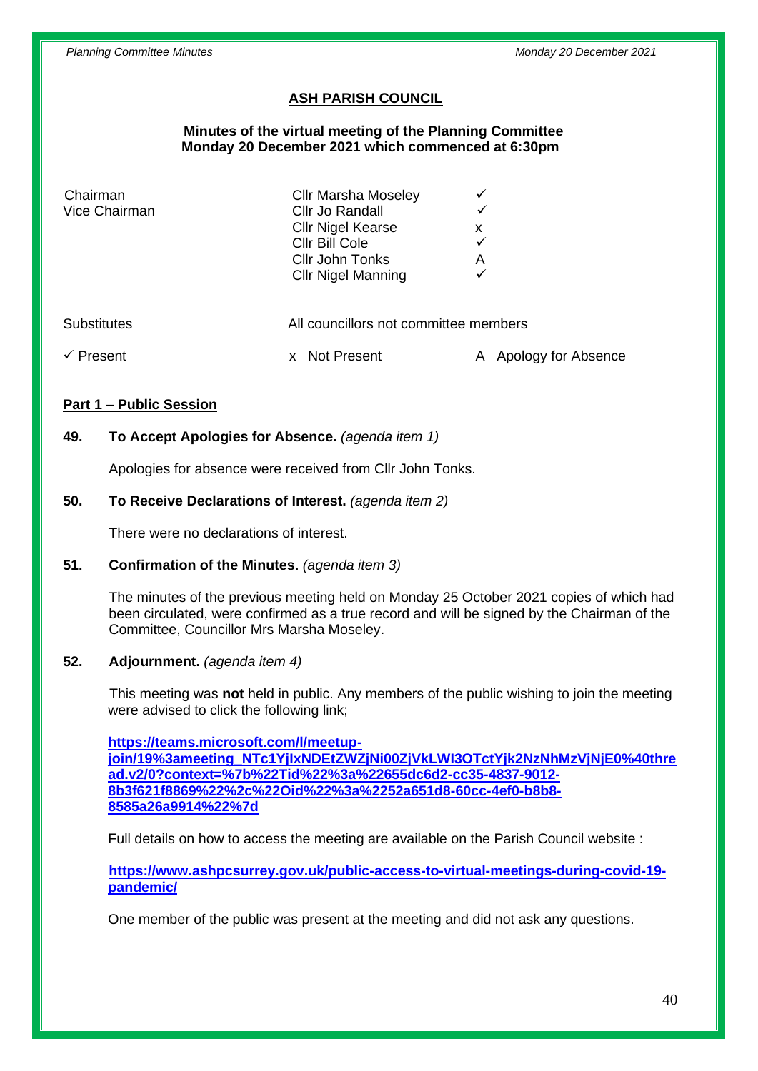## ASH PARISH COUNCIL

**Minutes of the virtual meeting of the Planning Committee**
**Monday 20 December 2021 which commenced at 6:30pm**

| | | |
|---|---|---|
| Chairman | Cllr Marsha Moseley | ✓ |
| Vice Chairman | Cllr Jo Randall | ✓ |
| | Cllr Nigel Kearse | x |
| | Cllr Bill Cole | ✓ |
| | Cllr John Tonks | A |
| | Cllr Nigel Manning | ✓ |

Substitutes — All councillors not committee members

✓ Present x Not Present A Apology for Absence

### Part 1 – Public Session

**49. To Accept Apologies for Absence.** *(agenda item 1)*

Apologies for absence were received from Cllr John Tonks.

**50. To Receive Declarations of Interest.** *(agenda item 2)*

There were no declarations of interest.

**51. Confirmation of the Minutes.** *(agenda item 3)*

The minutes of the previous meeting held on Monday 25 October 2021 copies of which had been circulated, were confirmed as a true record and will be signed by the Chairman of the Committee, Councillor Mrs Marsha Moseley.

**52. Adjournment.** *(agenda item 4)*

This meeting was **not** held in public. Any members of the public wishing to join the meeting were advised to click the following link;

**https://teams.microsoft.com/l/meetup-join/19%3ameeting_NTc1YjIxNDEtZWZjNi00ZjVkLWI3OTctYjk2NzNhMzVjNjE0%40thread.v2/0?context=%7b%22Tid%22%3a%22655dc6d2-cc35-4837-9012-8b3f621f8869%22%2c%22Oid%22%3a%2252a651d8-60cc-4ef0-b8b8-8585a26a9914%22%7d**

Full details on how to access the meeting are available on the Parish Council website :

**https://www.ashpcsurrey.gov.uk/public-access-to-virtual-meetings-during-covid-19-pandemic/**

One member of the public was present at the meeting and did not ask any questions.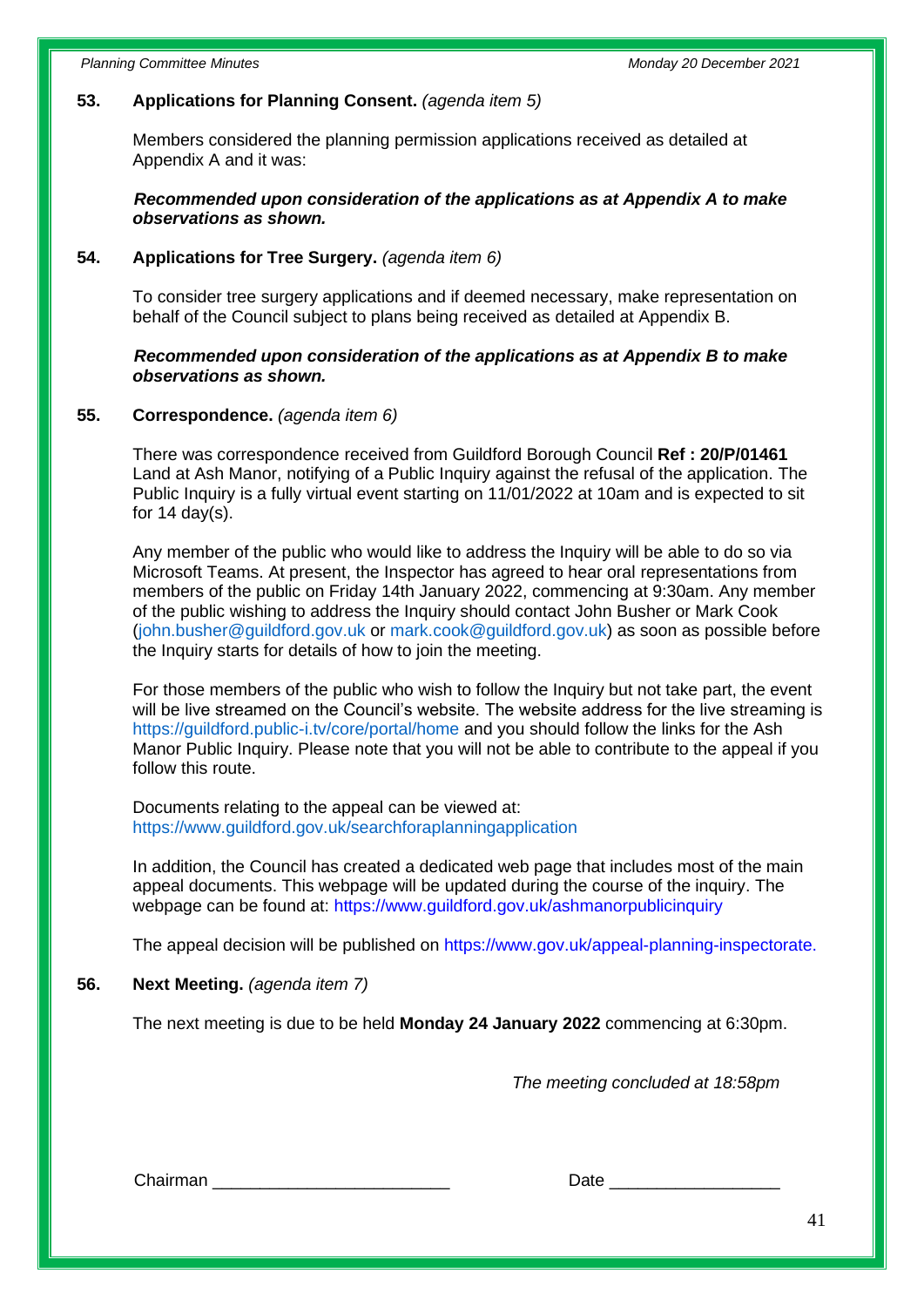**53. Applications for Planning Consent.** *(agenda item 5)*

Members considered the planning permission applications received as detailed at Appendix A and it was:

***Recommended upon consideration of the applications as at Appendix A to make observations as shown.***

**54. Applications for Tree Surgery.** *(agenda item 6)*

To consider tree surgery applications and if deemed necessary, make representation on behalf of the Council subject to plans being received as detailed at Appendix B.

***Recommended upon consideration of the applications as at Appendix B to make observations as shown.***

**55. Correspondence.** *(agenda item 6)*

There was correspondence received from Guildford Borough Council **Ref : 20/P/01461** Land at Ash Manor, notifying of a Public Inquiry against the refusal of the application. The Public Inquiry is a fully virtual event starting on 11/01/2022 at 10am and is expected to sit for 14 day(s).

Any member of the public who would like to address the Inquiry will be able to do so via Microsoft Teams. At present, the Inspector has agreed to hear oral representations from members of the public on Friday 14th January 2022, commencing at 9:30am. Any member of the public wishing to address the Inquiry should contact John Busher or Mark Cook (john.busher@guildford.gov.uk or mark.cook@guildford.gov.uk) as soon as possible before the Inquiry starts for details of how to join the meeting.

For those members of the public who wish to follow the Inquiry but not take part, the event will be live streamed on the Council's website. The website address for the live streaming is https://guildford.public-i.tv/core/portal/home and you should follow the links for the Ash Manor Public Inquiry. Please note that you will not be able to contribute to the appeal if you follow this route.

Documents relating to the appeal can be viewed at:
https://www.guildford.gov.uk/searchforaplanningapplication

In addition, the Council has created a dedicated web page that includes most of the main appeal documents. This webpage will be updated during the course of the inquiry. The webpage can be found at: https://www.guildford.gov.uk/ashmanorpublicinquiry

The appeal decision will be published on https://www.gov.uk/appeal-planning-inspectorate.

**56. Next Meeting.** *(agenda item 7)*

The next meeting is due to be held **Monday 24 January 2022** commencing at 6:30pm.

*The meeting concluded at 18:58pm*

Chairman \_\_\_\_\_\_\_\_\_\_\_\_\_\_\_\_\_\_\_\_\_\_\_\_ Date \_\_\_\_\_\_\_\_\_\_\_\_\_\_\_\_\_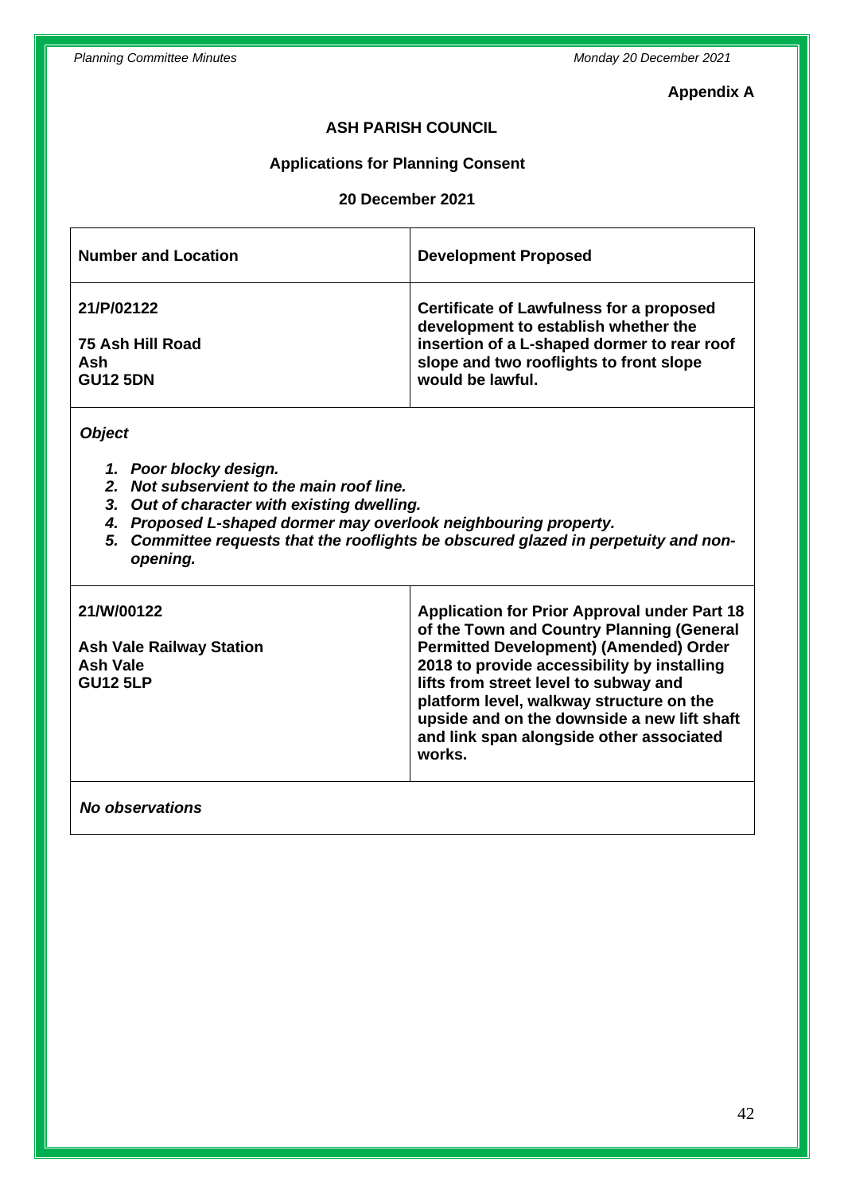**Appendix A**

**ASH PARISH COUNCIL**

**Applications for Planning Consent**

**20 December 2021**

| **Number and Location** | **Development Proposed** |
|---|---|
| **21/P/02122**<br><br>**75 Ash Hill Road**<br>**Ash**<br>**GU12 5DN** | **Certificate of Lawfulness for a proposed development to establish whether the insertion of a L-shaped dormer to rear roof slope and two rooflights to front slope would be lawful.** |

***Object***

1. ***Poor blocky design.***
2. ***Not subservient to the main roof line.***
3. ***Out of character with existing dwelling.***
4. ***Proposed L-shaped dormer may overlook neighbouring property.***
5. ***Committee requests that the rooflights be obscured glazed in perpetuity and non-opening.***

| **Number and Location** | **Development Proposed** |
|---|---|
| **21/W/00122**<br><br>**Ash Vale Railway Station**<br>**Ash Vale**<br>**GU12 5LP** | **Application for Prior Approval under Part 18 of the Town and Country Planning (General Permitted Development) (Amended) Order 2018 to provide accessibility by installing lifts from street level to subway and platform level, walkway structure on the upside and on the downside a new lift shaft and link span alongside other associated works.** |

***No observations***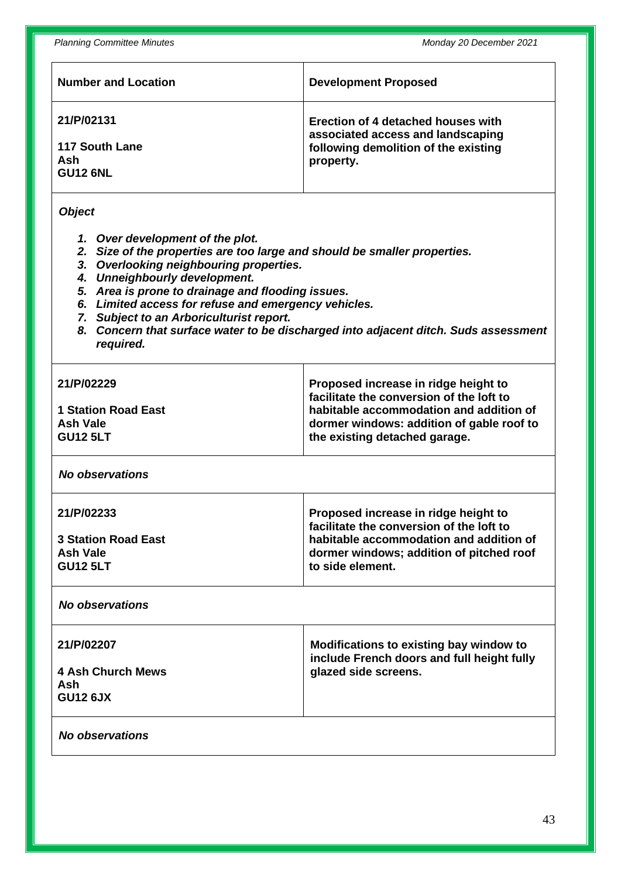| Number and Location | Development Proposed |
| --- | --- |
| **21/P/02131**<br><br>**117 South Lane**<br>**Ash**<br>**GU12 6NL** | **Erection of 4 detached houses with associated access and landscaping following demolition of the existing property.** |
| ***Object***<br><br>***1. Over development of the plot.***<br>***2. Size of the properties are too large and should be smaller properties.***<br>***3. Overlooking neighbouring properties.***<br>***4. Unneighbourly development.***<br>***5. Area is prone to drainage and flooding issues.***<br>***6. Limited access for refuse and emergency vehicles.***<br>***7. Subject to an Arboriculturist report.***<br>***8. Concern that surface water to be discharged into adjacent ditch. Suds assessment required.*** | |
| **21/P/02229**<br><br>**1 Station Road East**<br>**Ash Vale**<br>**GU12 5LT** | **Proposed increase in ridge height to facilitate the conversion of the loft to habitable accommodation and addition of dormer windows: addition of gable roof to the existing detached garage.** |
| ***No observations*** | |
| **21/P/02233**<br><br>**3 Station Road East**<br>**Ash Vale**<br>**GU12 5LT** | **Proposed increase in ridge height to facilitate the conversion of the loft to habitable accommodation and addition of dormer windows; addition of pitched roof to side element.** |
| ***No observations*** | |
| **21/P/02207**<br><br>**4 Ash Church Mews**<br>**Ash**<br>**GU12 6JX** | **Modifications to existing bay window to include French doors and full height fully glazed side screens.** |
| ***No observations*** | |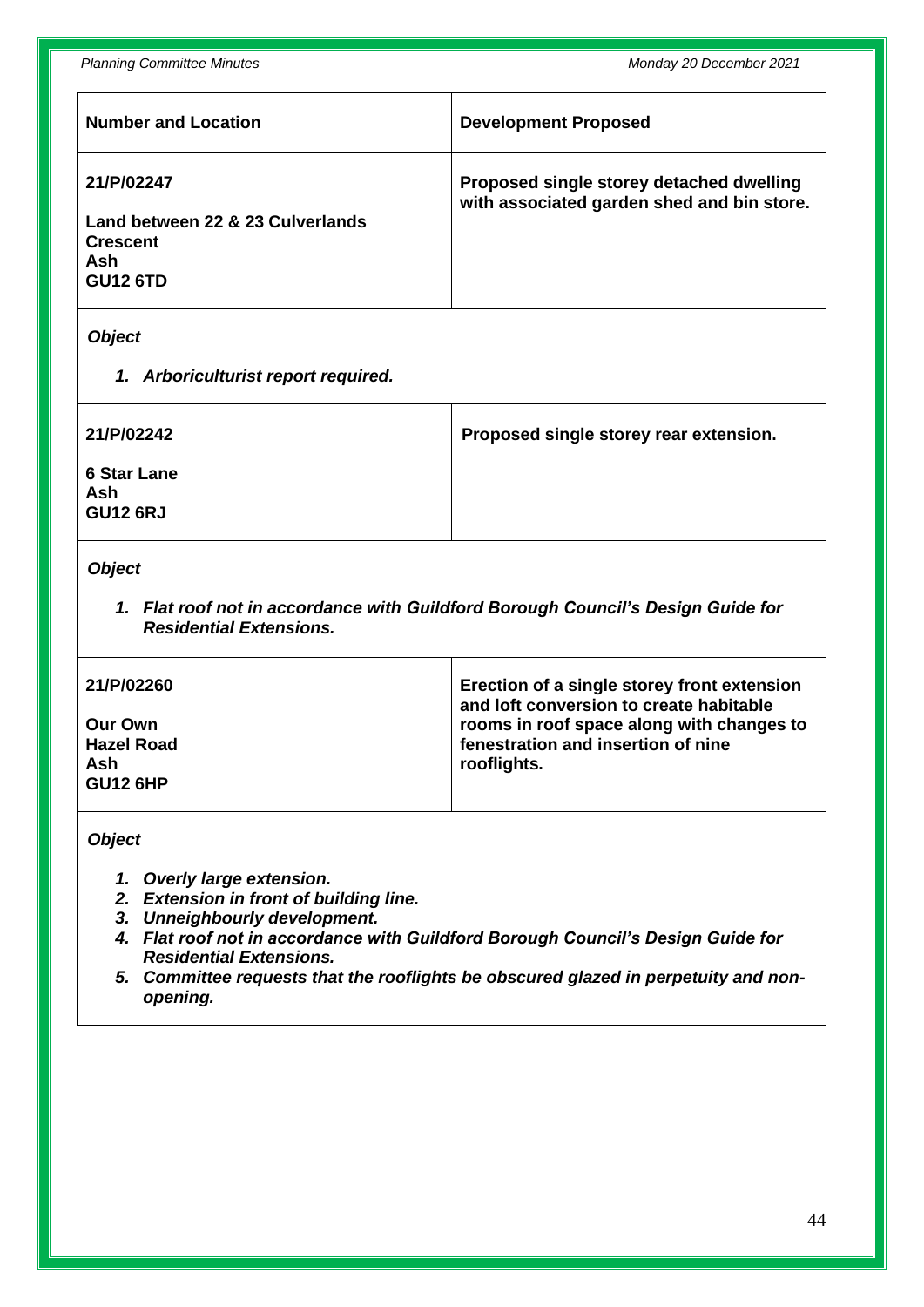| Number and Location | Development Proposed |
| --- | --- |
| **21/P/02247**<br><br>**Land between 22 & 23 Culverlands Crescent**<br>**Ash**<br>**GU12 6TD** | **Proposed single storey detached dwelling with associated garden shed and bin store.** |

***Object***

1. ***Arboriculturist report required.***

| | |
| --- | --- |
| **21/P/02242**<br><br>**6 Star Lane**<br>**Ash**<br>**GU12 6RJ** | **Proposed single storey rear extension.** |

***Object***

1. ***Flat roof not in accordance with Guildford Borough Council's Design Guide for Residential Extensions.***

| | |
| --- | --- |
| **21/P/02260**<br><br>**Our Own**<br>**Hazel Road**<br>**Ash**<br>**GU12 6HP** | **Erection of a single storey front extension and loft conversion to create habitable rooms in roof space along with changes to fenestration and insertion of nine rooflights.** |

***Object***

1. ***Overly large extension.***
2. ***Extension in front of building line.***
3. ***Unneighbourly development.***
4. ***Flat roof not in accordance with Guildford Borough Council's Design Guide for Residential Extensions.***
5. ***Committee requests that the rooflights be obscured glazed in perpetuity and non-opening.***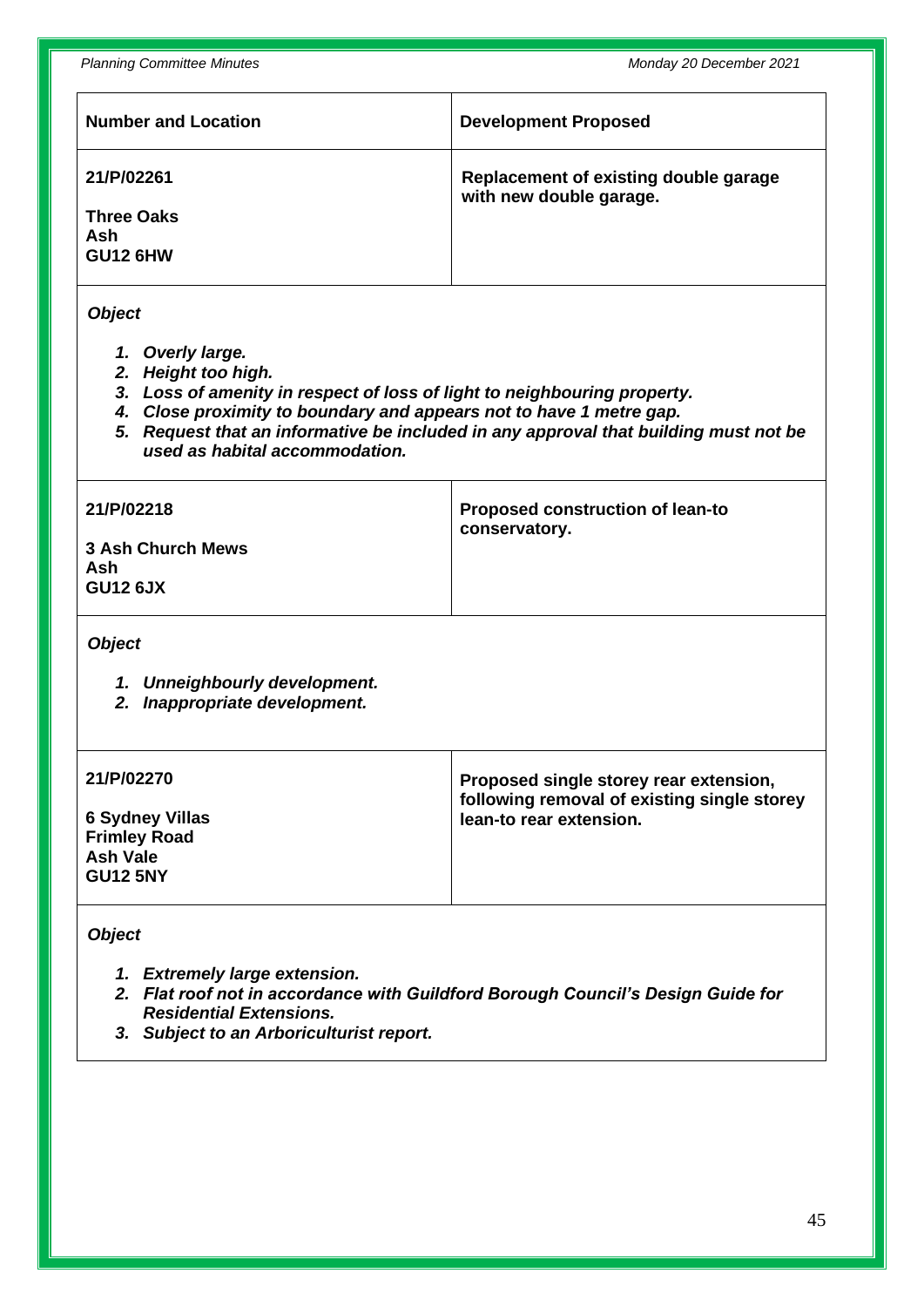| Number and Location | Development Proposed |
|---|---|
| **21/P/02261**<br><br>**Three Oaks**<br>**Ash**<br>**GU12 6HW** | **Replacement of existing double garage with new double garage.** |

***Object***

1. ***Overly large.***
2. ***Height too high.***
3. ***Loss of amenity in respect of loss of light to neighbouring property.***
4. ***Close proximity to boundary and appears not to have 1 metre gap.***
5. ***Request that an informative be included in any approval that building must not be used as habital accommodation.***

| Number and Location | Development Proposed |
|---|---|
| **21/P/02218**<br><br>**3 Ash Church Mews**<br>**Ash**<br>**GU12 6JX** | **Proposed construction of lean-to conservatory.** |

***Object***

1. ***Unneighbourly development.***
2. ***Inappropriate development.***

| Number and Location | Development Proposed |
|---|---|
| **21/P/02270**<br><br>**6 Sydney Villas**<br>**Frimley Road**<br>**Ash Vale**<br>**GU12 5NY** | **Proposed single storey rear extension, following removal of existing single storey lean-to rear extension.** |

***Object***

1. ***Extremely large extension.***
2. ***Flat roof not in accordance with Guildford Borough Council's Design Guide for Residential Extensions.***
3. ***Subject to an Arboriculturist report.***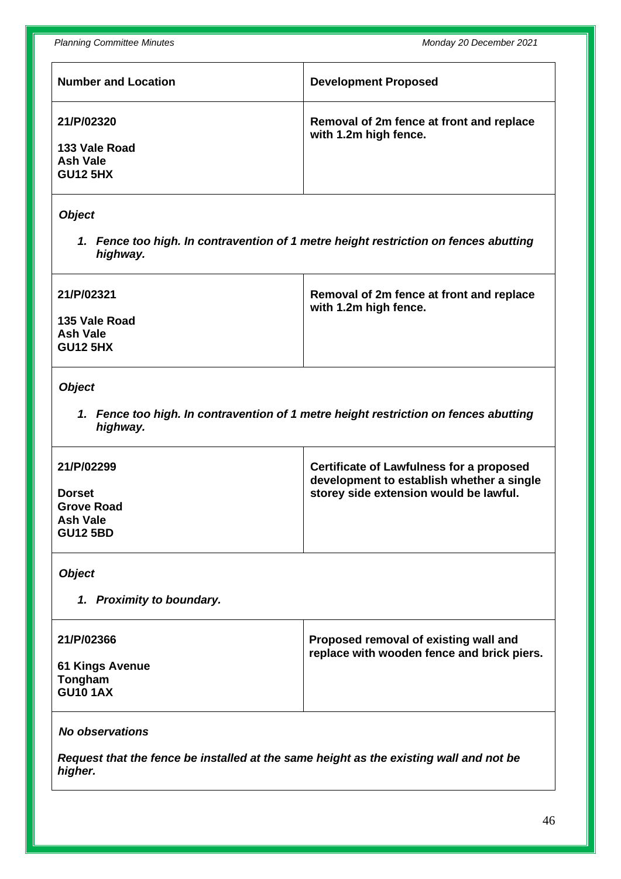| Number and Location | Development Proposed |
|---|---|
| **21/P/02320**<br><br>**133 Vale Road**<br>**Ash Vale**<br>**GU12 5HX** | **Removal of 2m fence at front and replace with 1.2m high fence.** |

***Object***

1. ***Fence too high. In contravention of 1 metre height restriction on fences abutting highway.***

| | |
|---|---|
| **21/P/02321**<br><br>**135 Vale Road**<br>**Ash Vale**<br>**GU12 5HX** | **Removal of 2m fence at front and replace with 1.2m high fence.** |

***Object***

1. ***Fence too high. In contravention of 1 metre height restriction on fences abutting highway.***

| | |
|---|---|
| **21/P/02299**<br><br>**Dorset**<br>**Grove Road**<br>**Ash Vale**<br>**GU12 5BD** | **Certificate of Lawfulness for a proposed development to establish whether a single storey side extension would be lawful.** |

***Object***

1. ***Proximity to boundary.***

| | |
|---|---|
| **21/P/02366**<br><br>**61 Kings Avenue**<br>**Tongham**<br>**GU10 1AX** | **Proposed removal of existing wall and replace with wooden fence and brick piers.** |

***No observations***

***Request that the fence be installed at the same height as the existing wall and not be higher.***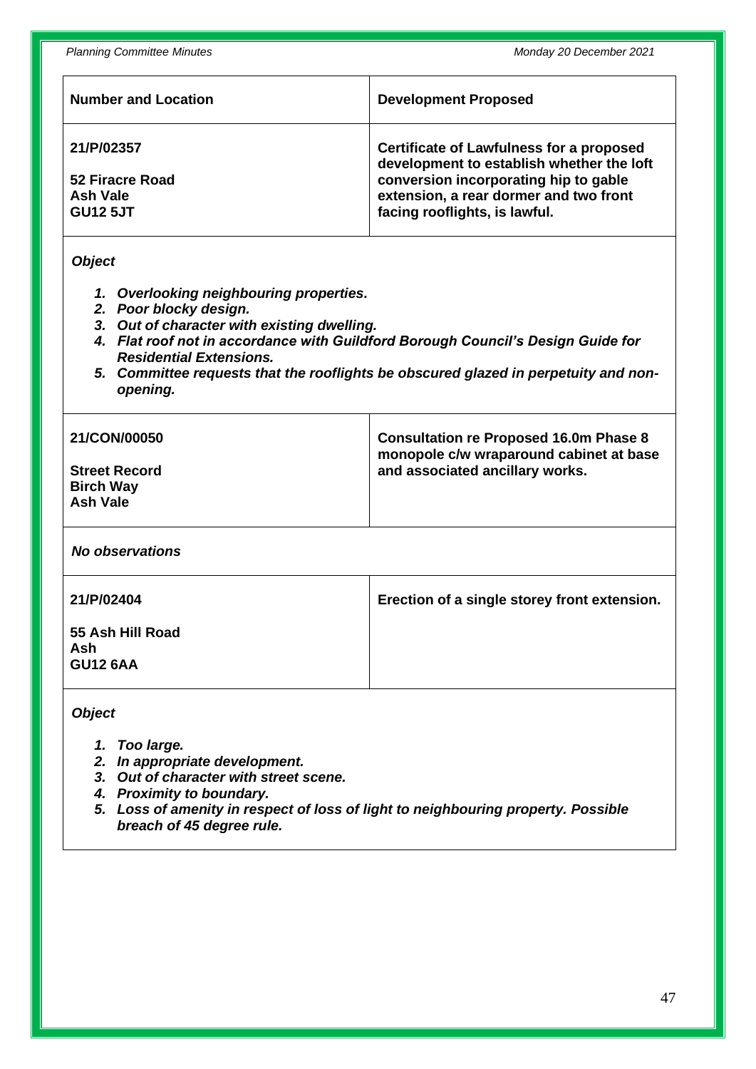| Number and Location | Development Proposed |
| --- | --- |
| **21/P/02357**<br><br>**52 Firacre Road**<br>**Ash Vale**<br>**GU12 5JT** | **Certificate of Lawfulness for a proposed development to establish whether the loft conversion incorporating hip to gable extension, a rear dormer and two front facing rooflights, is lawful.** |

***Object***

1. ***Overlooking neighbouring properties.***
2. ***Poor blocky design.***
3. ***Out of character with existing dwelling.***
4. ***Flat roof not in accordance with Guildford Borough Council's Design Guide for Residential Extensions.***
5. ***Committee requests that the rooflights be obscured glazed in perpetuity and non-opening.***

| | |
| --- | --- |
| **21/CON/00050**<br><br>**Street Record**<br>**Birch Way**<br>**Ash Vale** | **Consultation re Proposed 16.0m Phase 8 monopole c/w wraparound cabinet at base and associated ancillary works.** |

***No observations***

| | |
| --- | --- |
| **21/P/02404**<br><br>**55 Ash Hill Road**<br>**Ash**<br>**GU12 6AA** | **Erection of a single storey front extension.** |

***Object***

1. ***Too large.***
2. ***In appropriate development.***
3. ***Out of character with street scene.***
4. ***Proximity to boundary.***
5. ***Loss of amenity in respect of loss of light to neighbouring property. Possible breach of 45 degree rule.***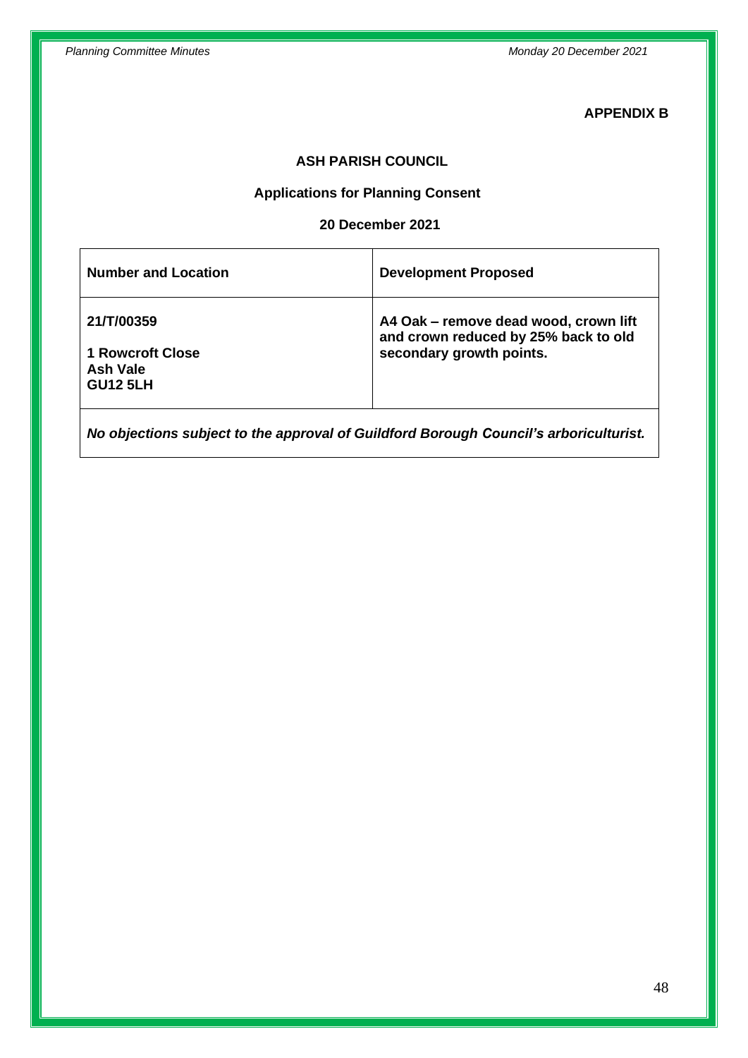**APPENDIX B**

**ASH PARISH COUNCIL**

**Applications for Planning Consent**

**20 December 2021**

| Number and Location | Development Proposed |
|---|---|
| **21/T/00359**<br><br>**1 Rowcroft Close**<br>**Ash Vale**<br>**GU12 5LH** | **A4 Oak – remove dead wood, crown lift and crown reduced by 25% back to old secondary growth points.** |
| ***No objections subject to the approval of Guildford Borough Council's arboriculturist.*** | |